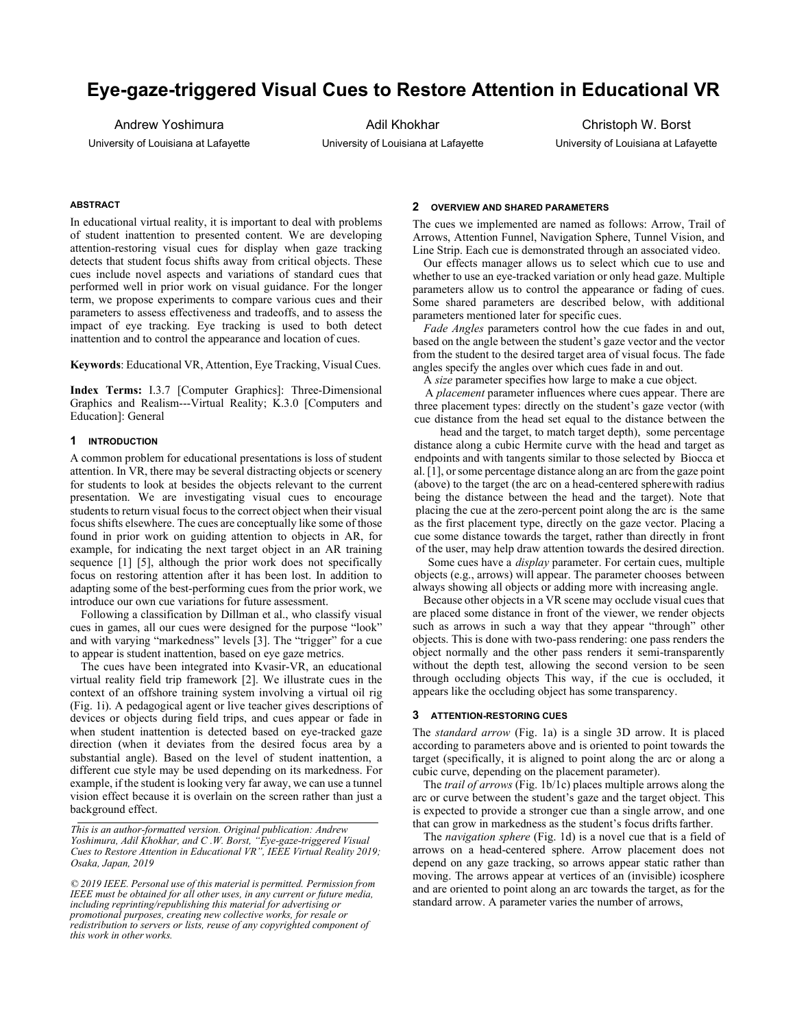# Eye-gaze-triggered Visual Cues to Restore Attention in Educational VR

Andrew Yoshimura
University of Louisiana at Lafayette

Adil Khokhar
University of Louisiana at Lafayette

Christoph W. Borst
University of Louisiana at Lafayette

#### ABSTRACT

In educational virtual reality, it is important to deal with problems of student inattention to presented content. We are developing attention-restoring visual cues for display when gaze tracking detects that student focus shifts away from critical objects. These cues include novel aspects and variations of standard cues that performed well in prior work on visual guidance. For the longer term, we propose experiments to compare various cues and their parameters to assess effectiveness and tradeoffs, and to assess the impact of eye tracking. Eye tracking is used to both detect inattention and to control the appearance and location of cues.

**Keywords**: Educational VR, Attention, Eye Tracking, Visual Cues.

**Index Terms:** I.3.7 [Computer Graphics]: Three-Dimensional Graphics and Realism---Virtual Reality; K.3.0 [Computers and Education]: General

## 1 INTRODUCTION

A common problem for educational presentations is loss of student attention. In VR, there may be several distracting objects or scenery for students to look at besides the objects relevant to the current presentation. We are investigating visual cues to encourage students to return visual focus to the correct object when their visual focus shifts elsewhere. The cues are conceptually like some of those found in prior work on guiding attention to objects in AR, for example, for indicating the next target object in an AR training sequence [1] [5], although the prior work does not specifically focus on restoring attention after it has been lost. In addition to adapting some of the best-performing cues from the prior work, we introduce our own cue variations for future assessment.

Following a classification by Dillman et al., who classify visual cues in games, all our cues were designed for the purpose "look" and with varying "markedness" levels [3]. The "trigger" for a cue to appear is student inattention, based on eye gaze metrics.

The cues have been integrated into Kvasir-VR, an educational virtual reality field trip framework [2]. We illustrate cues in the context of an offshore training system involving a virtual oil rig (Fig. 1i). A pedagogical agent or live teacher gives descriptions of devices or objects during field trips, and cues appear or fade in when student inattention is detected based on eye-tracked gaze direction (when it deviates from the desired focus area by a substantial angle). Based on the level of student inattention, a different cue style may be used depending on its markedness. For example, if the student is looking very far away, we can use a tunnel vision effect because it is overlain on the screen rather than just a background effect.

*This is an author-formatted version. Original publication: Andrew Yoshimura, Adil Khokhar, and C .W. Borst, "Eye-gaze-triggered Visual Cues to Restore Attention in Educational VR", IEEE Virtual Reality 2019; Osaka, Japan, 2019*

*© 2019 IEEE. Personal use of this material is permitted. Permission from IEEE must be obtained for all other uses, in any current or future media, including reprinting/republishing this material for advertising or promotional purposes, creating new collective works, for resale or redistribution to servers or lists, reuse of any copyrighted component of this work in other works.*

## 2 OVERVIEW AND SHARED PARAMETERS

The cues we implemented are named as follows: Arrow, Trail of Arrows, Attention Funnel, Navigation Sphere, Tunnel Vision, and Line Strip. Each cue is demonstrated through an associated video.

Our effects manager allows us to select which cue to use and whether to use an eye-tracked variation or only head gaze. Multiple parameters allow us to control the appearance or fading of cues. Some shared parameters are described below, with additional parameters mentioned later for specific cues.

*Fade Angles* parameters control how the cue fades in and out, based on the angle between the student's gaze vector and the vector from the student to the desired target area of visual focus. The fade angles specify the angles over which cues fade in and out.

A *size* parameter specifies how large to make a cue object.

A *placement* parameter influences where cues appear. There are three placement types: directly on the student's gaze vector (with cue distance from the head set equal to the distance between the head and the target, to match target depth), some percentage distance along a cubic Hermite curve with the head and target as endpoints and with tangents similar to those selected by Biocca et al. [1], or some percentage distance along an arc from the gaze point (above) to the target (the arc on a head-centered spherewith radius being the distance between the head and the target). Note that placing the cue at the zero-percent point along the arc is the same as the first placement type, directly on the gaze vector. Placing a cue some distance towards the target, rather than directly in front of the user, may help draw attention towards the desired direction.

Some cues have a *display* parameter. For certain cues, multiple objects (e.g., arrows) will appear. The parameter chooses between always showing all objects or adding more with increasing angle.

Because other objects in a VR scene may occlude visual cues that are placed some distance in front of the viewer, we render objects such as arrows in such a way that they appear "through" other objects. This is done with two-pass rendering: one pass renders the object normally and the other pass renders it semi-transparently without the depth test, allowing the second version to be seen through occluding objects This way, if the cue is occluded, it appears like the occluding object has some transparency.

## 3 ATTENTION-RESTORING CUES

The *standard arrow* (Fig. 1a) is a single 3D arrow. It is placed according to parameters above and is oriented to point towards the target (specifically, it is aligned to point along the arc or along a cubic curve, depending on the placement parameter).

The *trail of arrows* (Fig. 1b/1c) places multiple arrows along the arc or curve between the student's gaze and the target object. This is expected to provide a stronger cue than a single arrow, and one that can grow in markedness as the student's focus drifts farther.

The *navigation sphere* (Fig. 1d) is a novel cue that is a field of arrows on a head-centered sphere. Arrow placement does not depend on any gaze tracking, so arrows appear static rather than moving. The arrows appear at vertices of an (invisible) icosphere and are oriented to point along an arc towards the target, as for the standard arrow. A parameter varies the number of arrows,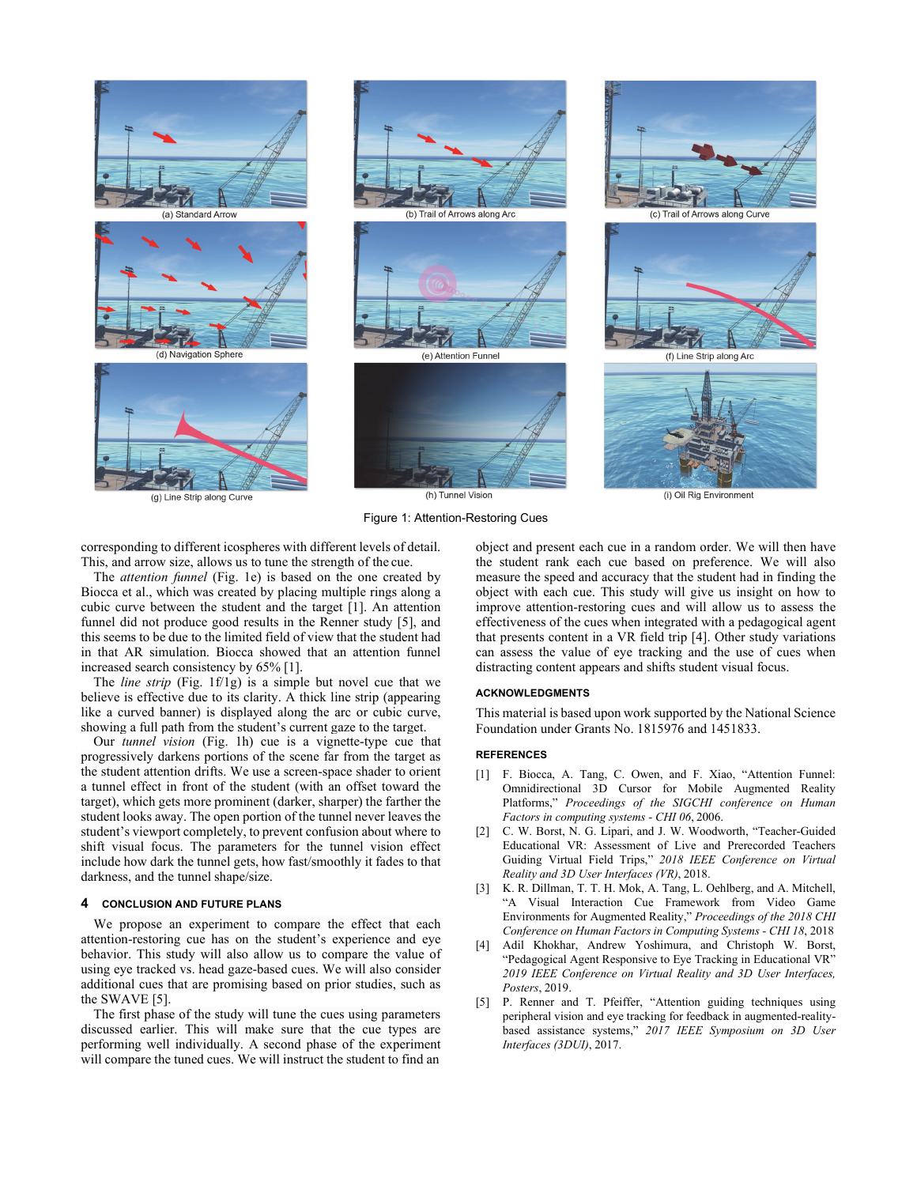(a) Standard Arrow

(b) Trail of Arrows along Arc

(c) Trail of Arrows along Curve

(d) Navigation Sphere

(e) Attention Funnel

(f) Line Strip along Arc

(g) Line Strip along Curve

(h) Tunnel Vision

(i) Oil Rig Environment

Figure 1: Attention-Restoring Cues

corresponding to different icospheres with different levels of detail. This, and arrow size, allows us to tune the strength of the cue.

The *attention funnel* (Fig. 1e) is based on the one created by Biocca et al., which was created by placing multiple rings along a cubic curve between the student and the target [1]. An attention funnel did not produce good results in the Renner study [5], and this seems to be due to the limited field of view that the student had in that AR simulation. Biocca showed that an attention funnel increased search consistency by 65% [1].

The *line strip* (Fig. 1f/1g) is a simple but novel cue that we believe is effective due to its clarity. A thick line strip (appearing like a curved banner) is displayed along the arc or cubic curve, showing a full path from the student's current gaze to the target.

Our *tunnel vision* (Fig. 1h) cue is a vignette-type cue that progressively darkens portions of the scene far from the target as the student attention drifts. We use a screen-space shader to orient a tunnel effect in front of the student (with an offset toward the target), which gets more prominent (darker, sharper) the farther the student looks away. The open portion of the tunnel never leaves the student's viewport completely, to prevent confusion about where to shift visual focus. The parameters for the tunnel vision effect include how dark the tunnel gets, how fast/smoothly it fades to that darkness, and the tunnel shape/size.

## 4 CONCLUSION AND FUTURE PLANS

We propose an experiment to compare the effect that each attention-restoring cue has on the student's experience and eye behavior. This study will also allow us to compare the value of using eye tracked vs. head gaze-based cues. We will also consider additional cues that are promising based on prior studies, such as the SWAVE [5].

The first phase of the study will tune the cues using parameters discussed earlier. This will make sure that the cue types are performing well individually. A second phase of the experiment will compare the tuned cues. We will instruct the student to find an object and present each cue in a random order. We will then have the student rank each cue based on preference. We will also measure the speed and accuracy that the student had in finding the object with each cue. This study will give us insight on how to improve attention-restoring cues and will allow us to assess the effectiveness of the cues when integrated with a pedagogical agent that presents content in a VR field trip [4]. Other study variations can assess the value of eye tracking and the use of cues when distracting content appears and shifts student visual focus.

## ACKNOWLEDGMENTS

This material is based upon work supported by the National Science Foundation under Grants No. 1815976 and 1451833.

## REFERENCES

[1] F. Biocca, A. Tang, C. Owen, and F. Xiao, "Attention Funnel: Omnidirectional 3D Cursor for Mobile Augmented Reality Platforms," *Proceedings of the SIGCHI conference on Human Factors in computing systems - CHI 06*, 2006.

[2] C. W. Borst, N. G. Lipari, and J. W. Woodworth, "Teacher-Guided Educational VR: Assessment of Live and Prerecorded Teachers Guiding Virtual Field Trips," *2018 IEEE Conference on Virtual Reality and 3D User Interfaces (VR)*, 2018.

[3] K. R. Dillman, T. T. H. Mok, A. Tang, L. Oehlberg, and A. Mitchell, "A Visual Interaction Cue Framework from Video Game Environments for Augmented Reality," *Proceedings of the 2018 CHI Conference on Human Factors in Computing Systems - CHI 18*, 2018

[4] Adil Khokhar, Andrew Yoshimura, and Christoph W. Borst, "Pedagogical Agent Responsive to Eye Tracking in Educational VR" *2019 IEEE Conference on Virtual Reality and 3D User Interfaces, Posters*, 2019.

[5] P. Renner and T. Pfeiffer, "Attention guiding techniques using peripheral vision and eye tracking for feedback in augmented-reality-based assistance systems," *2017 IEEE Symposium on 3D User Interfaces (3DUI)*, 2017.